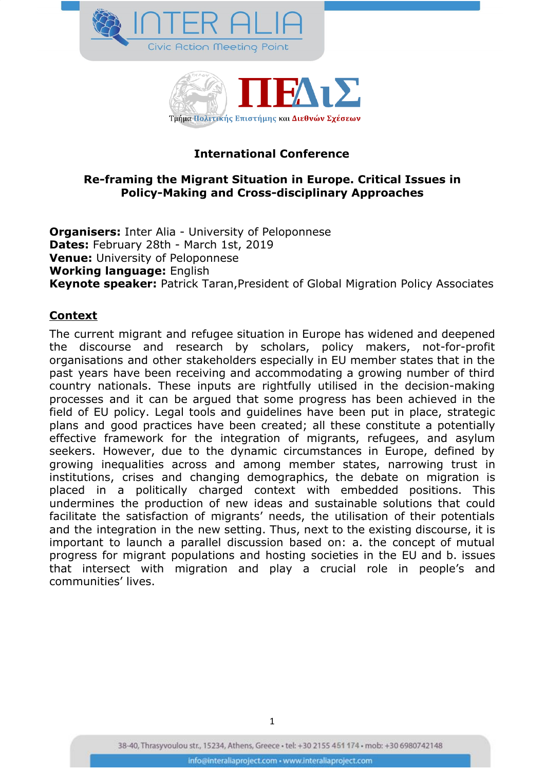# International Conference

## Re-framing the Migrant Situation in Europe. Critical Issues in Policy-Making and Cross-disciplinary Approaches

**Organisers:** Inter Alia - University of Peloponnese
**Dates:** February 28th - March 1st, 2019
**Venue:** University of Peloponnese
**Working language:** English
**Keynote speaker:** Patrick Taran,President of Global Migration Policy Associates

## Context

The current migrant and refugee situation in Europe has widened and deepened the discourse and research by scholars, policy makers, not-for-profit organisations and other stakeholders especially in EU member states that in the past years have been receiving and accommodating a growing number of third country nationals. These inputs are rightfully utilised in the decision-making processes and it can be argued that some progress has been achieved in the field of EU policy. Legal tools and guidelines have been put in place, strategic plans and good practices have been created; all these constitute a potentially effective framework for the integration of migrants, refugees, and asylum seekers. However, due to the dynamic circumstances in Europe, defined by growing inequalities across and among member states, narrowing trust in institutions, crises and changing demographics, the debate on migration is placed in a politically charged context with embedded positions. This undermines the production of new ideas and sustainable solutions that could facilitate the satisfaction of migrants' needs, the utilisation of their potentials and the integration in the new setting. Thus, next to the existing discourse, it is important to launch a parallel discussion based on: a. the concept of mutual progress for migrant populations and hosting societies in the EU and b. issues that intersect with migration and play a crucial role in people's and communities' lives.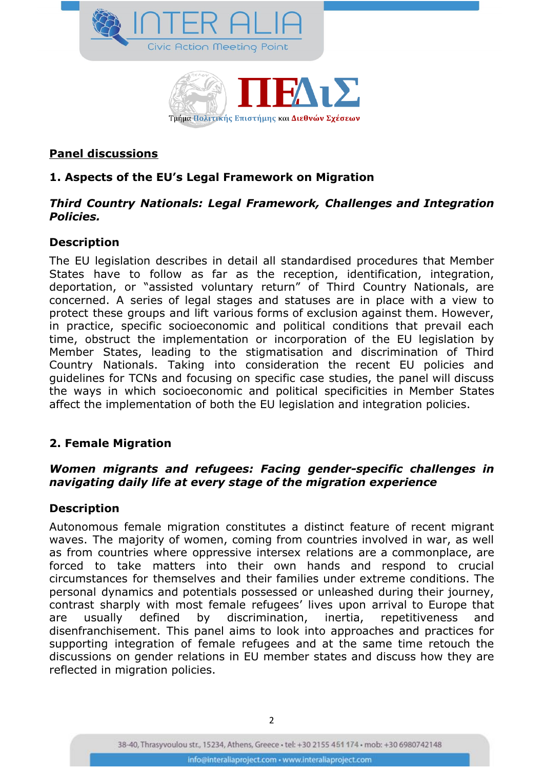## Panel discussions

### 1. Aspects of the EU's Legal Framework on Migration

***Third Country Nationals: Legal Framework, Challenges and Integration Policies.***

#### Description

The EU legislation describes in detail all standardised procedures that Member States have to follow as far as the reception, identification, integration, deportation, or "assisted voluntary return" of Third Country Nationals, are concerned. A series of legal stages and statuses are in place with a view to protect these groups and lift various forms of exclusion against them. However, in practice, specific socioeconomic and political conditions that prevail each time, obstruct the implementation or incorporation of the EU legislation by Member States, leading to the stigmatisation and discrimination of Third Country Nationals. Taking into consideration the recent EU policies and guidelines for TCNs and focusing on specific case studies, the panel will discuss the ways in which socioeconomic and political specificities in Member States affect the implementation of both the EU legislation and integration policies.

### 2. Female Migration

***Women migrants and refugees: Facing gender-specific challenges in navigating daily life at every stage of the migration experience***

#### Description

Autonomous female migration constitutes a distinct feature of recent migrant waves. The majority of women, coming from countries involved in war, as well as from countries where oppressive intersex relations are a commonplace, are forced to take matters into their own hands and respond to crucial circumstances for themselves and their families under extreme conditions. The personal dynamics and potentials possessed or unleashed during their journey, contrast sharply with most female refugees' lives upon arrival to Europe that are usually defined by discrimination, inertia, repetitiveness and disenfranchisement. This panel aims to look into approaches and practices for supporting integration of female refugees and at the same time retouch the discussions on gender relations in EU member states and discuss how they are reflected in migration policies.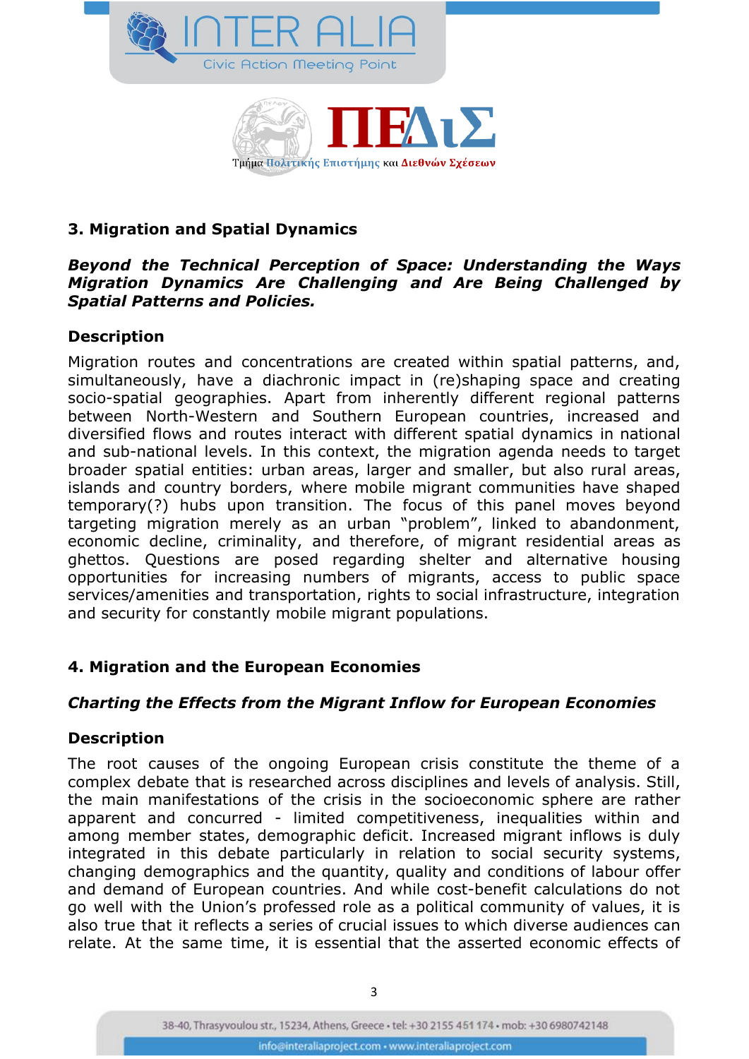### 3. Migration and Spatial Dynamics

***Beyond the Technical Perception of Space: Understanding the Ways Migration Dynamics Are Challenging and Are Being Challenged by Spatial Patterns and Policies.***

#### Description

Migration routes and concentrations are created within spatial patterns, and, simultaneously, have a diachronic impact in (re)shaping space and creating socio-spatial geographies. Apart from inherently different regional patterns between North-Western and Southern European countries, increased and diversified flows and routes interact with different spatial dynamics in national and sub-national levels. In this context, the migration agenda needs to target broader spatial entities: urban areas, larger and smaller, but also rural areas, islands and country borders, where mobile migrant communities have shaped temporary(?) hubs upon transition. The focus of this panel moves beyond targeting migration merely as an urban "problem", linked to abandonment, economic decline, criminality, and therefore, of migrant residential areas as ghettos. Questions are posed regarding shelter and alternative housing opportunities for increasing numbers of migrants, access to public space services/amenities and transportation, rights to social infrastructure, integration and security for constantly mobile migrant populations.

### 4. Migration and the European Economies

***Charting the Effects from the Migrant Inflow for European Economies***

#### Description

The root causes of the ongoing European crisis constitute the theme of a complex debate that is researched across disciplines and levels of analysis. Still, the main manifestations of the crisis in the socioeconomic sphere are rather apparent and concurred - limited competitiveness, inequalities within and among member states, demographic deficit. Increased migrant inflows is duly integrated in this debate particularly in relation to social security systems, changing demographics and the quantity, quality and conditions of labour offer and demand of European countries. And while cost-benefit calculations do not go well with the Union's professed role as a political community of values, it is also true that it reflects a series of crucial issues to which diverse audiences can relate. At the same time, it is essential that the asserted economic effects of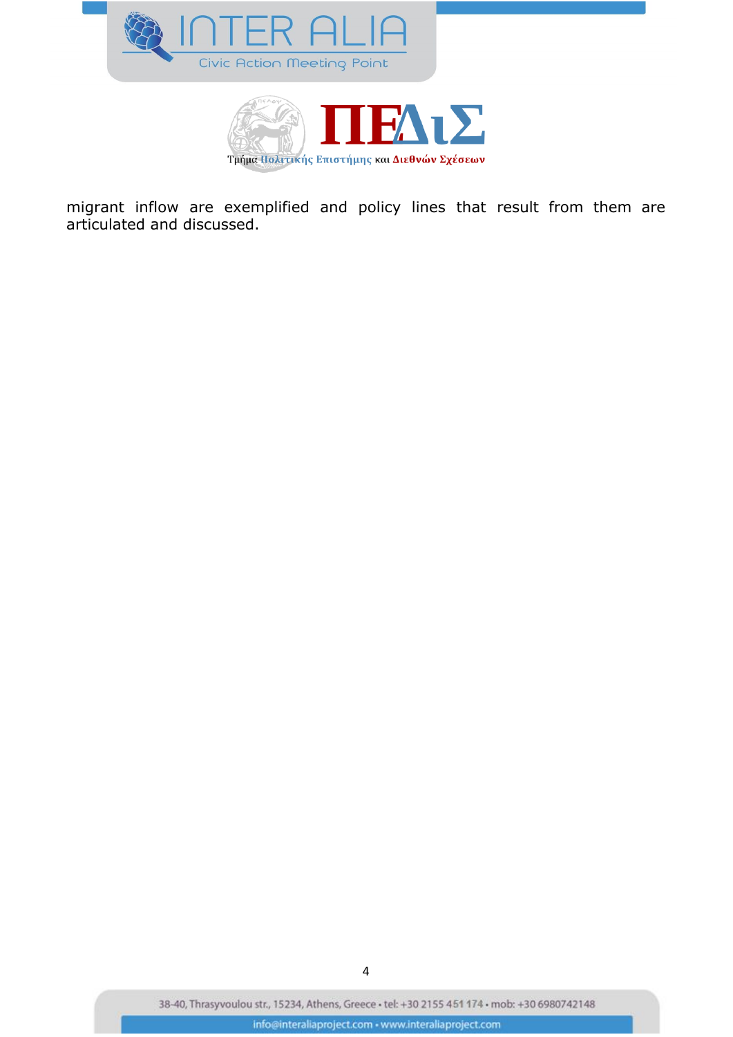migrant inflow are exemplified and policy lines that result from them are articulated and discussed.